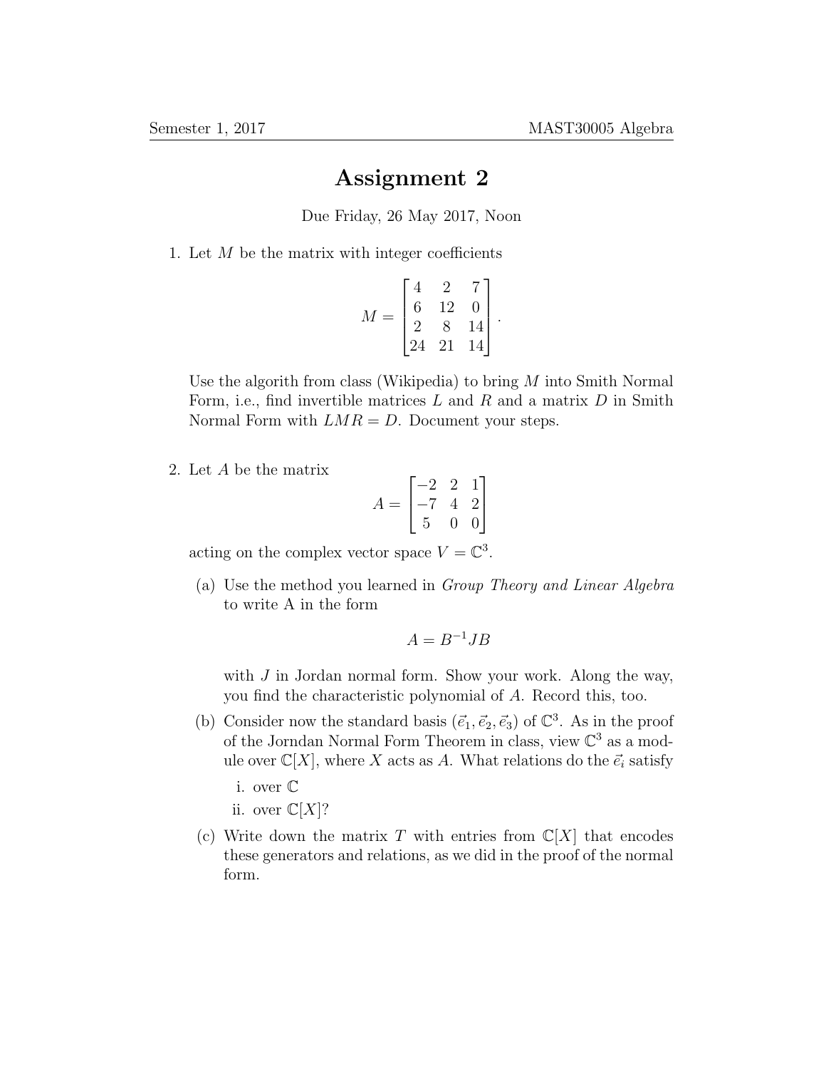# Assignment 2

Due Friday, 26 May 2017, Noon

1. Let $M$ be the matrix with integer coefficients

$$M = \begin{bmatrix} 4 & 2 & 7 \\ 6 & 12 & 0 \\ 2 & 8 & 14 \\ 24 & 21 & 14 \end{bmatrix}.$$

   Use the algorith from class (Wikipedia) to bring $M$ into Smith Normal Form, i.e., find invertible matrices $L$ and $R$ and a matrix $D$ in Smith Normal Form with $LMR = D$. Document your steps.

2. Let $A$ be the matrix

$$A = \begin{bmatrix} -2 & 2 & 1 \\ -7 & 4 & 2 \\ 5 & 0 & 0 \end{bmatrix}$$

   acting on the complex vector space $V = \mathbb{C}^3$.

   (a) Use the method you learned in *Group Theory and Linear Algebra* to write A in the form

$$A = B^{-1}JB$$

   with $J$ in Jordan normal form. Show your work. Along the way, you find the characteristic polynomial of $A$. Record this, too.

   (b) Consider now the standard basis $(\vec{e}_1, \vec{e}_2, \vec{e}_3)$ of $\mathbb{C}^3$. As in the proof of the Jorndan Normal Form Theorem in class, view $\mathbb{C}^3$ as a module over $\mathbb{C}[X]$, where $X$ acts as $A$. What relations do the $\vec{e}_i$ satisfy

      i. over $\mathbb{C}$

      ii. over $\mathbb{C}[X]$?

   (c) Write down the matrix $T$ with entries from $\mathbb{C}[X]$ that encodes these generators and relations, as we did in the proof of the normal form.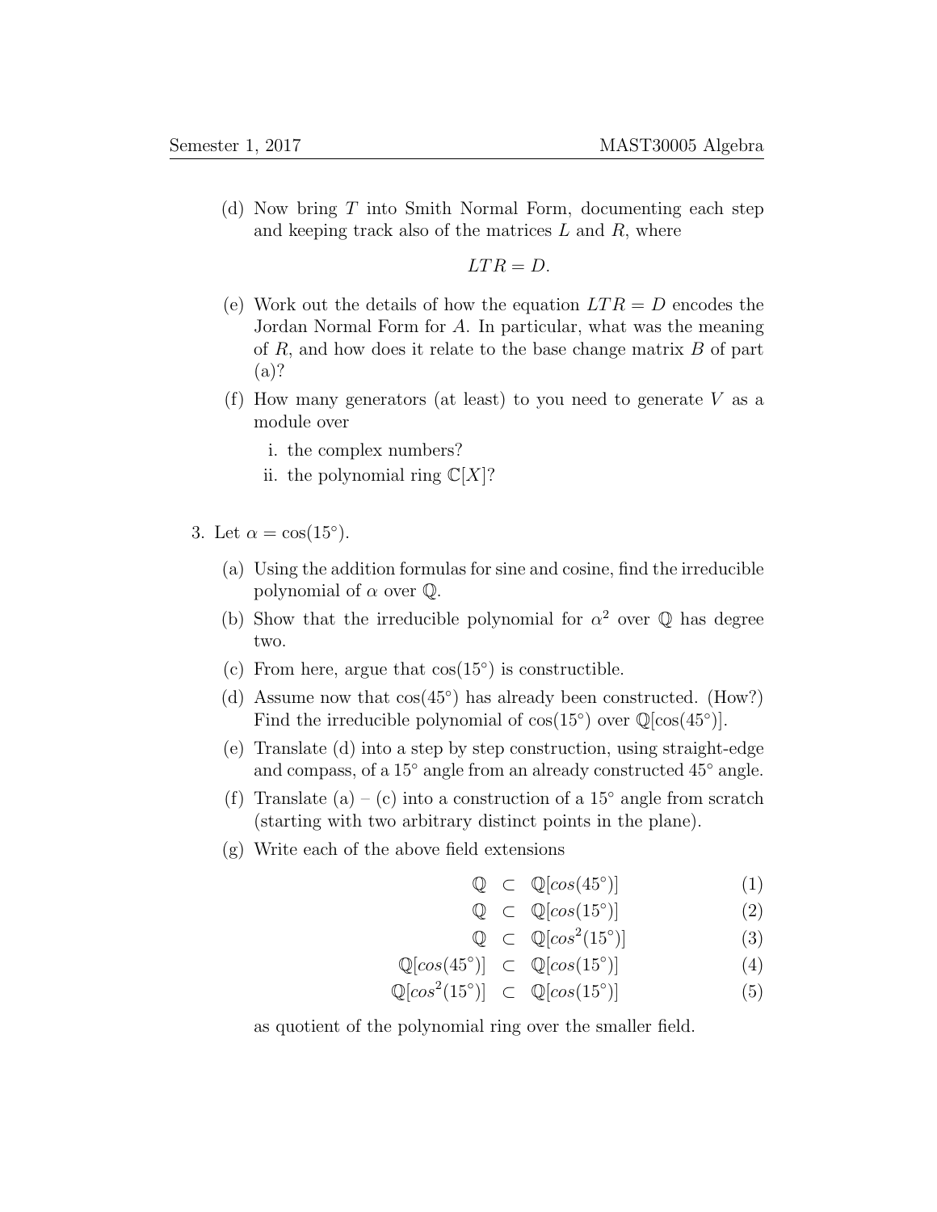(d) Now bring $T$ into Smith Normal Form, documenting each step and keeping track also of the matrices $L$ and $R$, where

$$LTR = D.$$

(e) Work out the details of how the equation $LTR = D$ encodes the Jordan Normal Form for $A$. In particular, what was the meaning of $R$, and how does it relate to the base change matrix $B$ of part (a)?

(f) How many generators (at least) to you need to generate $V$ as a module over

   i. the complex numbers?

   ii. the polynomial ring $\mathbb{C}[X]$?

3. Let $\alpha = \cos(15^\circ)$.

   (a) Using the addition formulas for sine and cosine, find the irreducible polynomial of $\alpha$ over $\mathbb{Q}$.

   (b) Show that the irreducible polynomial for $\alpha^2$ over $\mathbb{Q}$ has degree two.

   (c) From here, argue that $\cos(15^\circ)$ is constructible.

   (d) Assume now that $\cos(45^\circ)$ has already been constructed. (How?) Find the irreducible polynomial of $\cos(15^\circ)$ over $\mathbb{Q}[\cos(45^\circ)]$.

   (e) Translate (d) into a step by step construction, using straight-edge and compass, of a $15^\circ$ angle from an already constructed $45^\circ$ angle.

   (f) Translate (a) – (c) into a construction of a $15^\circ$ angle from scratch (starting with two arbitrary distinct points in the plane).

   (g) Write each of the above field extensions

$$\mathbb{Q} \subset \mathbb{Q}[cos(45^\circ)] \tag{1}$$

$$\mathbb{Q} \subset \mathbb{Q}[cos(15^\circ)] \tag{2}$$

$$\mathbb{Q} \subset \mathbb{Q}[cos^2(15^\circ)] \tag{3}$$

$$\mathbb{Q}[cos(45^\circ)] \subset \mathbb{Q}[cos(15^\circ)] \tag{4}$$

$$\mathbb{Q}[cos^2(15^\circ)] \subset \mathbb{Q}[cos(15^\circ)] \tag{5}$$

   as quotient of the polynomial ring over the smaller field.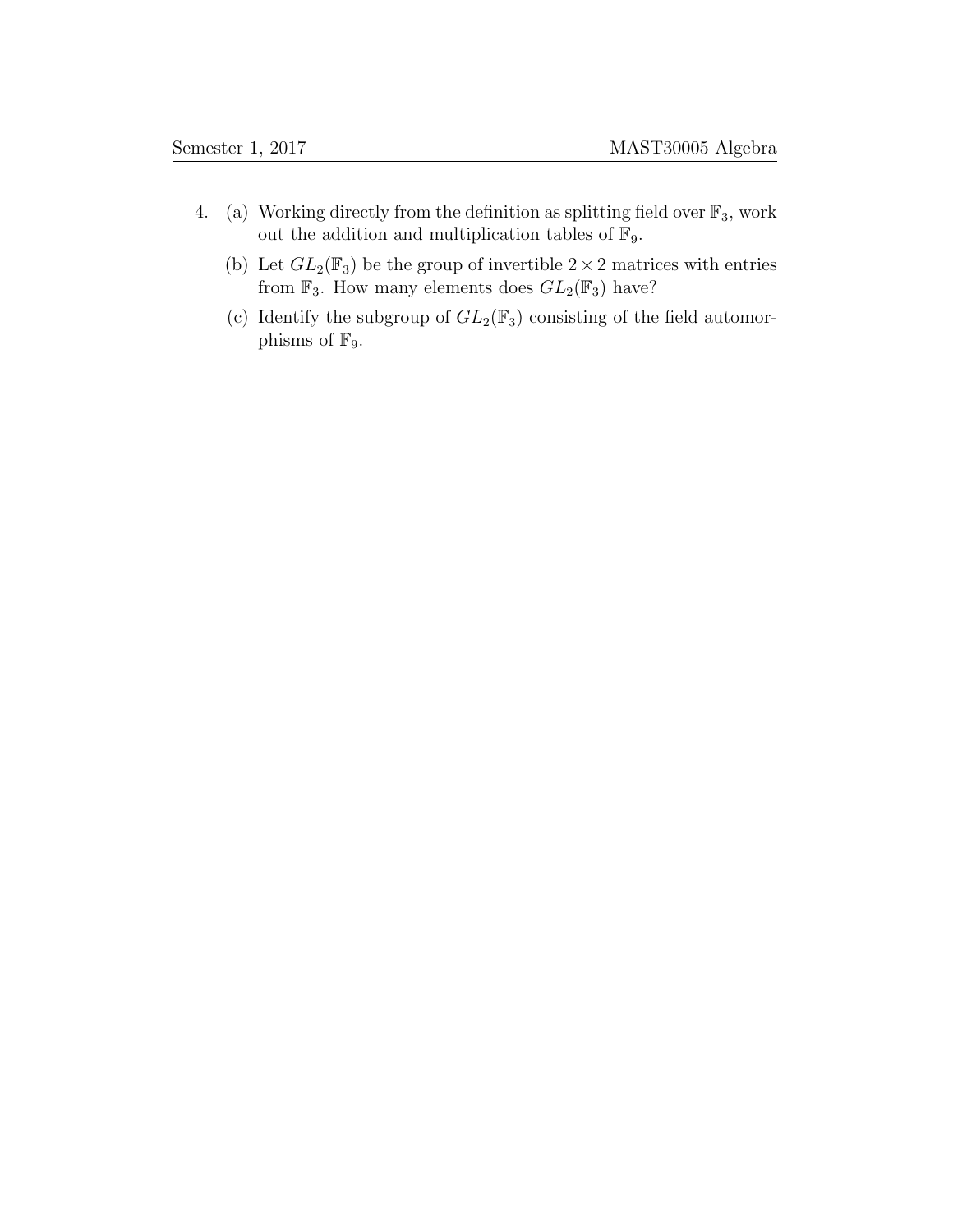4. (a) Working directly from the definition as splitting field over $\mathbb{F}_3$, work out the addition and multiplication tables of $\mathbb{F}_9$.

   (b) Let $GL_2(\mathbb{F}_3)$ be the group of invertible $2 \times 2$ matrices with entries from $\mathbb{F}_3$. How many elements does $GL_2(\mathbb{F}_3)$ have?

   (c) Identify the subgroup of $GL_2(\mathbb{F}_3)$ consisting of the field automorphisms of $\mathbb{F}_9$.